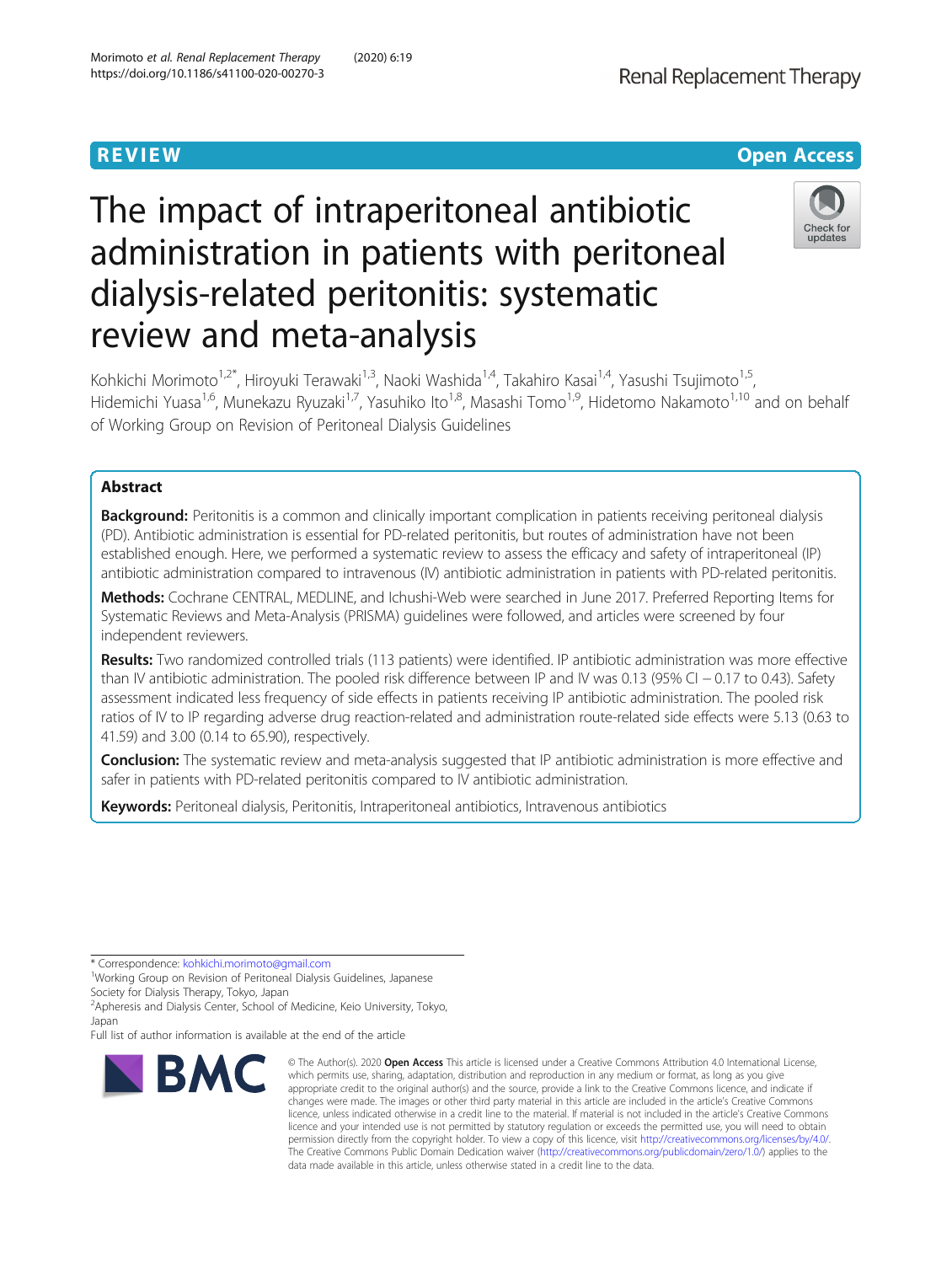REVIEW Open Access

# The impact of intraperitoneal antibiotic administration in patients with peritoneal dialysis-related peritonitis: systematic review and meta-analysis

Kohkichi Morimoto[1,2*], Hiroyuki Terawaki[1,3], Naoki Washida[1,4], Takahiro Kasai[1,4], Yasushi Tsujimoto[1,5], Hidemichi Yuasa[1,6], Munekazu Ryuzaki[1,7], Yasuhiko Ito[1,8], Masashi Tomo[1,9], Hidetomo Nakamoto[1,10] and on behalf of Working Group on Revision of Peritoneal Dialysis Guidelines

## Abstract

**Background:** Peritonitis is a common and clinically important complication in patients receiving peritoneal dialysis (PD). Antibiotic administration is essential for PD-related peritonitis, but routes of administration have not been established enough. Here, we performed a systematic review to assess the efficacy and safety of intraperitoneal (IP) antibiotic administration compared to intravenous (IV) antibiotic administration in patients with PD-related peritonitis.

**Methods:** Cochrane CENTRAL, MEDLINE, and Ichushi-Web were searched in June 2017. Preferred Reporting Items for Systematic Reviews and Meta-Analysis (PRISMA) guidelines were followed, and articles were screened by four independent reviewers.

**Results:** Two randomized controlled trials (113 patients) were identified. IP antibiotic administration was more effective than IV antibiotic administration. The pooled risk difference between IP and IV was 0.13 (95% CI − 0.17 to 0.43). Safety assessment indicated less frequency of side effects in patients receiving IP antibiotic administration. The pooled risk ratios of IV to IP regarding adverse drug reaction-related and administration route-related side effects were 5.13 (0.63 to 41.59) and 3.00 (0.14 to 65.90), respectively.

**Conclusion:** The systematic review and meta-analysis suggested that IP antibiotic administration is more effective and safer in patients with PD-related peritonitis compared to IV antibiotic administration.

**Keywords:** Peritoneal dialysis, Peritonitis, Intraperitoneal antibiotics, Intravenous antibiotics

\* Correspondence: kohkichi.morimoto@gmail.com
[1]Working Group on Revision of Peritoneal Dialysis Guidelines, Japanese Society for Dialysis Therapy, Tokyo, Japan
[2]Apheresis and Dialysis Center, School of Medicine, Keio University, Tokyo, Japan
Full list of author information is available at the end of the article

© The Author(s). 2020 **Open Access** This article is licensed under a Creative Commons Attribution 4.0 International License, which permits use, sharing, adaptation, distribution and reproduction in any medium or format, as long as you give appropriate credit to the original author(s) and the source, provide a link to the Creative Commons licence, and indicate if changes were made. The images or other third party material in this article are included in the article's Creative Commons licence, unless indicated otherwise in a credit line to the material. If material is not included in the article's Creative Commons licence and your intended use is not permitted by statutory regulation or exceeds the permitted use, you will need to obtain permission directly from the copyright holder. To view a copy of this licence, visit http://creativecommons.org/licenses/by/4.0/. The Creative Commons Public Domain Dedication waiver (http://creativecommons.org/publicdomain/zero/1.0/) applies to the data made available in this article, unless otherwise stated in a credit line to the data.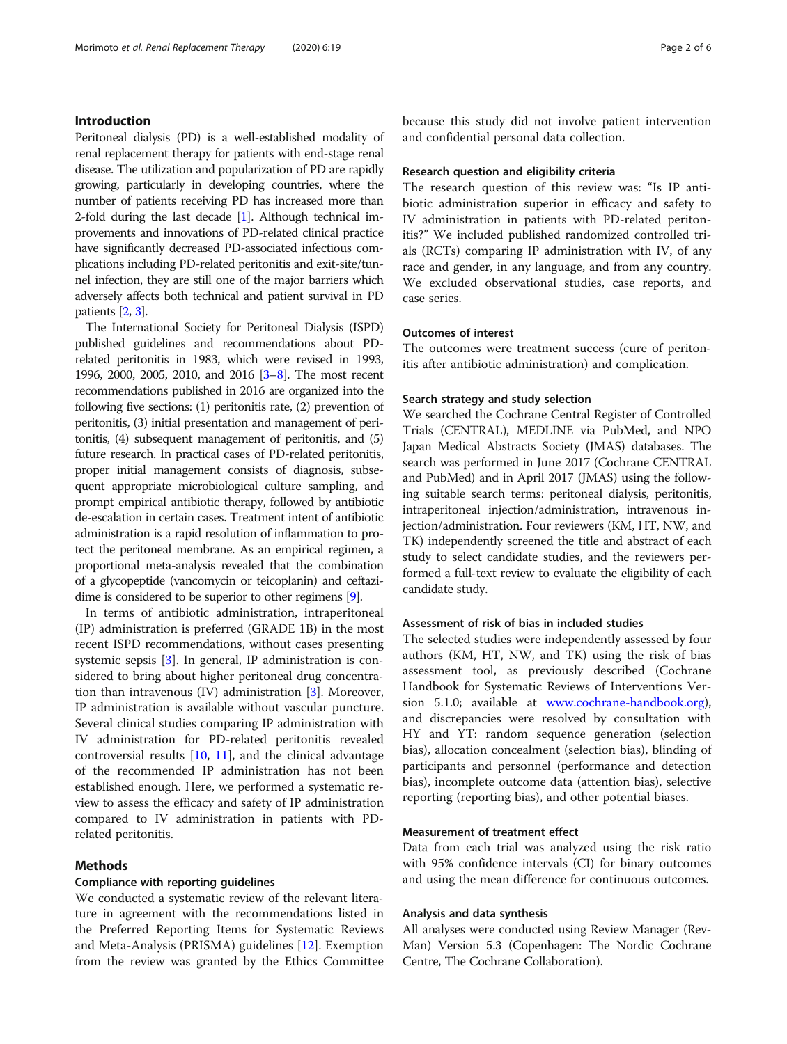## Introduction

Peritoneal dialysis (PD) is a well-established modality of renal replacement therapy for patients with end-stage renal disease. The utilization and popularization of PD are rapidly growing, particularly in developing countries, where the number of patients receiving PD has increased more than 2-fold during the last decade [1]. Although technical improvements and innovations of PD-related clinical practice have significantly decreased PD-associated infectious complications including PD-related peritonitis and exit-site/tunnel infection, they are still one of the major barriers which adversely affects both technical and patient survival in PD patients [2, 3].

The International Society for Peritoneal Dialysis (ISPD) published guidelines and recommendations about PD-related peritonitis in 1983, which were revised in 1993, 1996, 2000, 2005, 2010, and 2016 [3–8]. The most recent recommendations published in 2016 are organized into the following five sections: (1) peritonitis rate, (2) prevention of peritonitis, (3) initial presentation and management of peritonitis, (4) subsequent management of peritonitis, and (5) future research. In practical cases of PD-related peritonitis, proper initial management consists of diagnosis, subsequent appropriate microbiological culture sampling, and prompt empirical antibiotic therapy, followed by antibiotic de-escalation in certain cases. Treatment intent of antibiotic administration is a rapid resolution of inflammation to protect the peritoneal membrane. As an empirical regimen, a proportional meta-analysis revealed that the combination of a glycopeptide (vancomycin or teicoplanin) and ceftazidime is considered to be superior to other regimens [9].

In terms of antibiotic administration, intraperitoneal (IP) administration is preferred (GRADE 1B) in the most recent ISPD recommendations, without cases presenting systemic sepsis [3]. In general, IP administration is considered to bring about higher peritoneal drug concentration than intravenous (IV) administration [3]. Moreover, IP administration is available without vascular puncture. Several clinical studies comparing IP administration with IV administration for PD-related peritonitis revealed controversial results [10, 11], and the clinical advantage of the recommended IP administration has not been established enough. Here, we performed a systematic review to assess the efficacy and safety of IP administration compared to IV administration in patients with PD-related peritonitis.

## Methods

### Compliance with reporting guidelines

We conducted a systematic review of the relevant literature in agreement with the recommendations listed in the Preferred Reporting Items for Systematic Reviews and Meta-Analysis (PRISMA) guidelines [12]. Exemption from the review was granted by the Ethics Committee because this study did not involve patient intervention and confidential personal data collection.

### Research question and eligibility criteria

The research question of this review was: "Is IP antibiotic administration superior in efficacy and safety to IV administration in patients with PD-related peritonitis?" We included published randomized controlled trials (RCTs) comparing IP administration with IV, of any race and gender, in any language, and from any country. We excluded observational studies, case reports, and case series.

### Outcomes of interest

The outcomes were treatment success (cure of peritonitis after antibiotic administration) and complication.

### Search strategy and study selection

We searched the Cochrane Central Register of Controlled Trials (CENTRAL), MEDLINE via PubMed, and NPO Japan Medical Abstracts Society (JMAS) databases. The search was performed in June 2017 (Cochrane CENTRAL and PubMed) and in April 2017 (JMAS) using the following suitable search terms: peritoneal dialysis, peritonitis, intraperitoneal injection/administration, intravenous injection/administration. Four reviewers (KM, HT, NW, and TK) independently screened the title and abstract of each study to select candidate studies, and the reviewers performed a full-text review to evaluate the eligibility of each candidate study.

### Assessment of risk of bias in included studies

The selected studies were independently assessed by four authors (KM, HT, NW, and TK) using the risk of bias assessment tool, as previously described (Cochrane Handbook for Systematic Reviews of Interventions Version 5.1.0; available at www.cochrane-handbook.org), and discrepancies were resolved by consultation with HY and YT: random sequence generation (selection bias), allocation concealment (selection bias), blinding of participants and personnel (performance and detection bias), incomplete outcome data (attention bias), selective reporting (reporting bias), and other potential biases.

### Measurement of treatment effect

Data from each trial was analyzed using the risk ratio with 95% confidence intervals (CI) for binary outcomes and using the mean difference for continuous outcomes.

### Analysis and data synthesis

All analyses were conducted using Review Manager (RevMan) Version 5.3 (Copenhagen: The Nordic Cochrane Centre, The Cochrane Collaboration).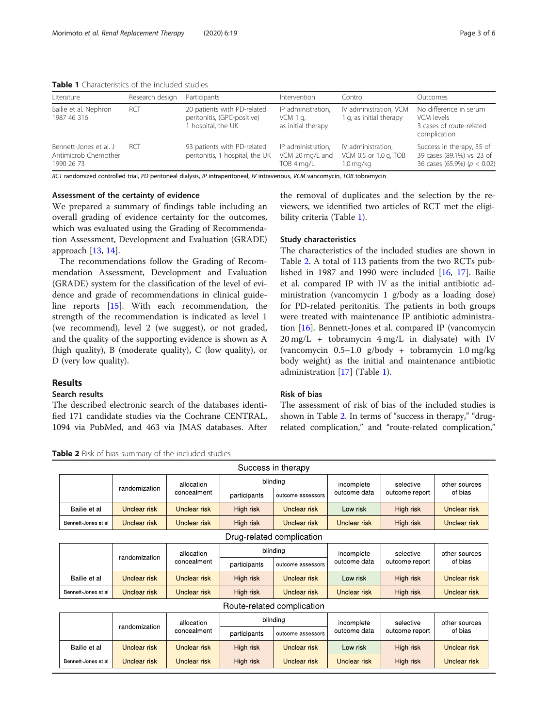**Table 1** Characteristics of the included studies

| Literature | Research design | Participants | Intervention | Control | Outcomes |
|---|---|---|---|---|---|
| Bailie et al. Nephron 1987 46 316 | RCT | 20 patients with PD-related peritonitis, (GPC-positive) 1 hospital, the UK | IP administration, VCM 1 g, as initial therapy | IV administration, VCM 1 g, as initial therapy | No difference in serum VCM levels 3 cases of route-related complication |
| Bennett-Jones et al. J Antimicrob Chemother 1990 26 73 | RCT | 93 patients with PD-related peritonitis, 1 hospital, the UK | IP administration, VCM 20 mg/L and TOB 4 mg/L | IV administration, VCM 0.5 or 1.0 g, TOB 1.0 mg/kg | Success in therapy, 35 of 39 cases (89.1%) vs. 23 of 36 cases (65.9%) ($p < 0.02$) |

*RCT* randomized controlled trial, *PD* peritoneal dialysis, *IP* intraperitoneal, *IV* intravenous, *VCM* vancomycin, *TOB* tobramycin

### Assessment of the certainty of evidence

We prepared a summary of findings table including an overall grading of evidence certainty for the outcomes, which was evaluated using the Grading of Recommendation Assessment, Development and Evaluation (GRADE) approach [13, 14].

The recommendations follow the Grading of Recommendation Assessment, Development and Evaluation (GRADE) system for the classification of the level of evidence and grade of recommendations in clinical guideline reports [15]. With each recommendation, the strength of the recommendation is indicated as level 1 (we recommend), level 2 (we suggest), or not graded, and the quality of the supporting evidence is shown as A (high quality), B (moderate quality), C (low quality), or D (very low quality).

## Results

### Search results

The described electronic search of the databases identified 171 candidate studies via the Cochrane CENTRAL, 1094 via PubMed, and 463 via JMAS databases. After the removal of duplicates and the selection by the reviewers, we identified two articles of RCT met the eligibility criteria (Table 1).

### Study characteristics

The characteristics of the included studies are shown in Table 2. A total of 113 patients from the two RCTs published in 1987 and 1990 were included [16, 17]. Bailie et al. compared IP with IV as the initial antibiotic administration (vancomycin 1 g/body as a loading dose) for PD-related peritonitis. The patients in both groups were treated with maintenance IP antibiotic administration [16]. Bennett-Jones et al. compared IP (vancomycin 20 mg/L + tobramycin 4 mg/L in dialysate) with IV (vancomycin 0.5–1.0 g/body + tobramycin 1.0 mg/kg body weight) as the initial and maintenance antibiotic administration [17] (Table 1).

### Risk of bias

The assessment of risk of bias of the included studies is shown in Table 2. In terms of "success in therapy," "drug-related complication," and "route-related complication,"

**Table 2** Risk of bias summary of the included studies

| Success in therapy | | | | | | | |
|---|---|---|---|---|---|---|---|
| | randomization | allocation concealment | blinding | | incomplete outcome data | selective outcome report | other sources of bias |
| | | | participants | outcome assessors | | | |
| Bailie et al | Unclear risk | Unclear risk | High risk | Unclear risk | Low risk | High risk | Unclear risk |
| Bennett-Jones et al | Unclear risk | Unclear risk | High risk | Unclear risk | Unclear risk | High risk | Unclear risk |
| **Drug-related complication** | | | | | | | |
| | randomization | allocation concealment | blinding | | incomplete outcome data | selective outcome report | other sources of bias |
| | | | participants | outcome assessors | | | |
| Bailie et al | Unclear risk | Unclear risk | High risk | Unclear risk | Low risk | High risk | Unclear risk |
| Bennett-Jones et al | Unclear risk | Unclear risk | High risk | Unclear risk | Unclear risk | High risk | Unclear risk |
| **Route-related complication** | | | | | | | |
| | randomization | allocation concealment | blinding | | incomplete outcome data | selective outcome report | other sources of bias |
| | | | participants | outcome assessors | | | |
| Bailie et al | Unclear risk | Unclear risk | High risk | Unclear risk | Low risk | High risk | Unclear risk |
| Bennett-Jones et al | Unclear risk | Unclear risk | High risk | Unclear risk | Unclear risk | High risk | Unclear risk |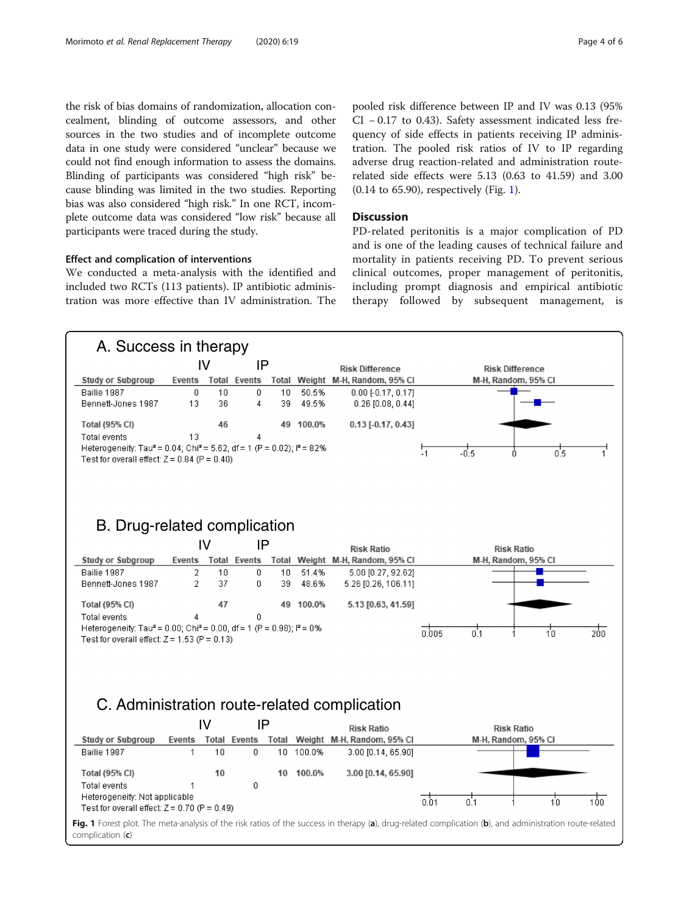the risk of bias domains of randomization, allocation concealment, blinding of outcome assessors, and other sources in the two studies and of incomplete outcome data in one study were considered "unclear" because we could not find enough information to assess the domains. Blinding of participants was considered "high risk" because blinding was limited in the two studies. Reporting bias was also considered "high risk." In one RCT, incomplete outcome data was considered "low risk" because all participants were traced during the study.

### Effect and complication of interventions

We conducted a meta-analysis with the identified and included two RCTs (113 patients). IP antibiotic administration was more effective than IV administration. The pooled risk difference between IP and IV was 0.13 (95% CI − 0.17 to 0.43). Safety assessment indicated less frequency of side effects in patients receiving IP administration. The pooled risk ratios of IV to IP regarding adverse drug reaction-related and administration route-related side effects were 5.13 (0.63 to 41.59) and 3.00 (0.14 to 65.90), respectively (Fig. 1).

## Discussion

PD-related peritonitis is a major complication of PD and is one of the leading causes of technical failure and mortality in patients receiving PD. To prevent serious clinical outcomes, proper management of peritonitis, including prompt diagnosis and empirical antibiotic therapy followed by subsequent management, is

**A. Success in therapy**

| Study or Subgroup | IV Events | IV Total | IP Events | IP Total | Weight | Risk Difference M-H, Random, 95% CI |
|---|---|---|---|---|---|---|
| Bailie 1987 | 0 | 10 | 0 | 10 | 50.5% | 0.00 [-0.17, 0.17] |
| Bennett-Jones 1987 | 13 | 36 | 4 | 39 | 49.5% | 0.26 [0.08, 0.44] |
| Total (95% CI) | | 46 | | 49 | 100.0% | 0.13 [-0.17, 0.43] |
| Total events | 13 | | 4 | | | |

Heterogeneity: Tau² = 0.04; Chi² = 5.62, df = 1 (P = 0.02); I² = 82%
Test for overall effect: Z = 0.84 (P = 0.40)

**B. Drug-related complication**

| Study or Subgroup | IV Events | IV Total | IP Events | IP Total | Weight | Risk Ratio M-H, Random, 95% CI |
|---|---|---|---|---|---|---|
| Bailie 1987 | 2 | 10 | 0 | 10 | 51.4% | 5.00 [0.27, 92.62] |
| Bennett-Jones 1987 | 2 | 37 | 0 | 39 | 48.6% | 5.26 [0.26, 106.11] |
| Total (95% CI) | | 47 | | 49 | 100.0% | 5.13 [0.63, 41.59] |
| Total events | 4 | | 0 | | | |

Heterogeneity: Tau² = 0.00; Chi² = 0.00, df = 1 (P = 0.98); I² = 0%
Test for overall effect: Z = 1.53 (P = 0.13)

**C. Administration route-related complication**

| Study or Subgroup | IV Events | IV Total | IP Events | IP Total | Weight | Risk Ratio M-H, Random, 95% CI |
|---|---|---|---|---|---|---|
| Bailie 1987 | 1 | 10 | 0 | 10 | 100.0% | 3.00 [0.14, 65.90] |
| Total (95% CI) | | 10 | | 10 | 100.0% | 3.00 [0.14, 65.90] |
| Total events | 1 | | 0 | | | |

Heterogeneity: Not applicable
Test for overall effect: Z = 0.70 (P = 0.49)

**Fig. 1** Forest plot. The meta-analysis of the risk ratios of the success in therapy (**a**), drug-related complication (**b**), and administration route-related complication (**c**)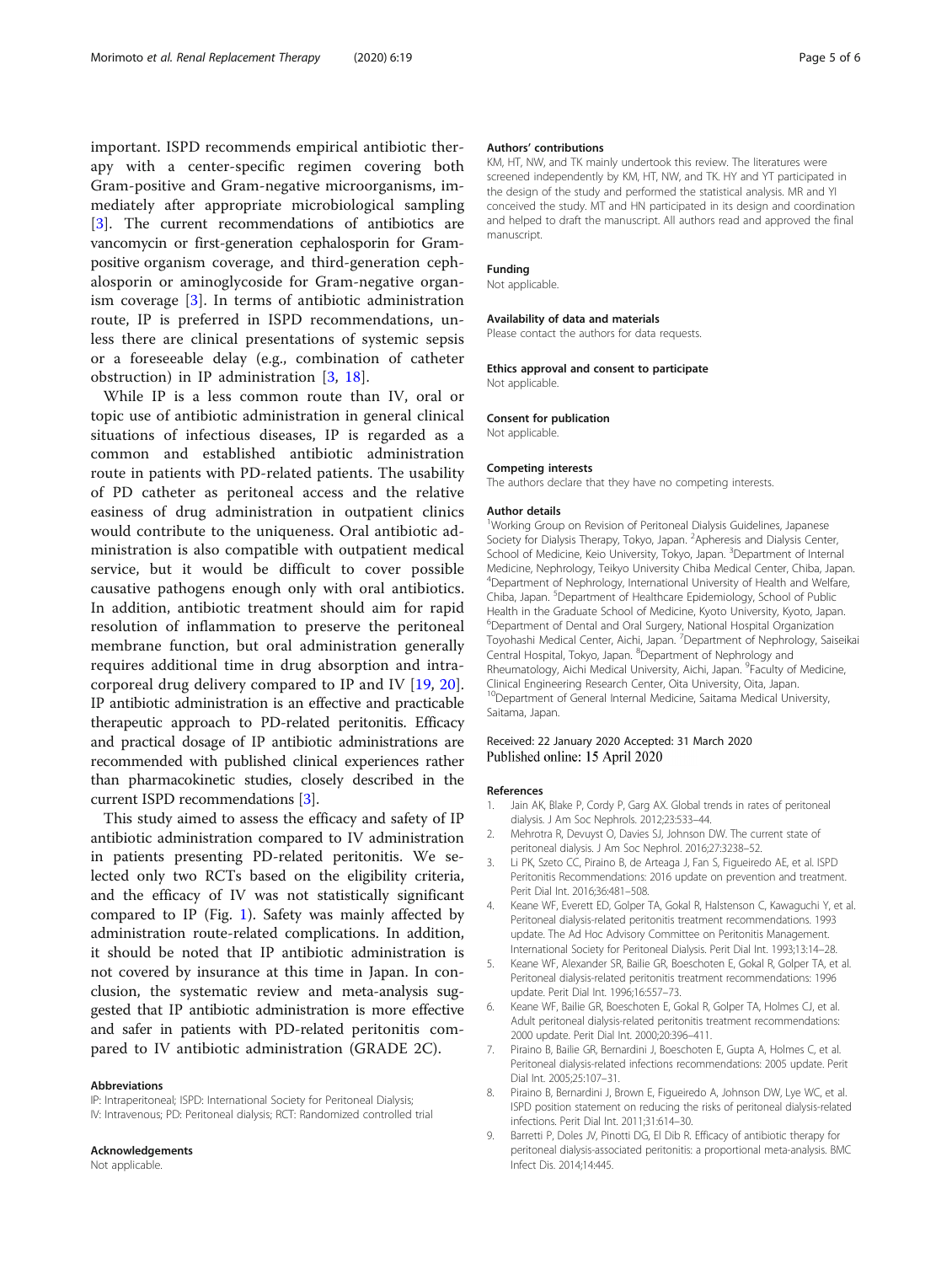important. ISPD recommends empirical antibiotic therapy with a center-specific regimen covering both Gram-positive and Gram-negative microorganisms, immediately after appropriate microbiological sampling [3]. The current recommendations of antibiotics are vancomycin or first-generation cephalosporin for Gram-positive organism coverage, and third-generation cephalosporin or aminoglycoside for Gram-negative organism coverage [3]. In terms of antibiotic administration route, IP is preferred in ISPD recommendations, unless there are clinical presentations of systemic sepsis or a foreseeable delay (e.g., combination of catheter obstruction) in IP administration [3, 18].

While IP is a less common route than IV, oral or topic use of antibiotic administration in general clinical situations of infectious diseases, IP is regarded as a common and established antibiotic administration route in patients with PD-related patients. The usability of PD catheter as peritoneal access and the relative easiness of drug administration in outpatient clinics would contribute to the uniqueness. Oral antibiotic administration is also compatible with outpatient medical service, but it would be difficult to cover possible causative pathogens enough only with oral antibiotics. In addition, antibiotic treatment should aim for rapid resolution of inflammation to preserve the peritoneal membrane function, but oral administration generally requires additional time in drug absorption and intracorporeal drug delivery compared to IP and IV [19, 20]. IP antibiotic administration is an effective and practicable therapeutic approach to PD-related peritonitis. Efficacy and practical dosage of IP antibiotic administrations are recommended with published clinical experiences rather than pharmacokinetic studies, closely described in the current ISPD recommendations [3].

This study aimed to assess the efficacy and safety of IP antibiotic administration compared to IV administration in patients presenting PD-related peritonitis. We selected only two RCTs based on the eligibility criteria, and the efficacy of IV was not statistically significant compared to IP (Fig. 1). Safety was mainly affected by administration route-related complications. In addition, it should be noted that IP antibiotic administration is not covered by insurance at this time in Japan. In conclusion, the systematic review and meta-analysis suggested that IP antibiotic administration is more effective and safer in patients with PD-related peritonitis compared to IV antibiotic administration (GRADE 2C).

#### Abbreviations

IP: Intraperitoneal; ISPD: International Society for Peritoneal Dialysis; IV: Intravenous; PD: Peritoneal dialysis; RCT: Randomized controlled trial

#### Acknowledgements

Not applicable.

#### Authors' contributions

KM, HT, NW, and TK mainly undertook this review. The literatures were screened independently by KM, HT, NW, and TK. HY and YT participated in the design of the study and performed the statistical analysis. MR and YI conceived the study. MT and HN participated in its design and coordination and helped to draft the manuscript. All authors read and approved the final manuscript.

#### Funding

Not applicable.

#### Availability of data and materials

Please contact the authors for data requests.

#### Ethics approval and consent to participate

Not applicable.

#### Consent for publication

Not applicable.

#### Competing interests

The authors declare that they have no competing interests.

#### Author details

[1]Working Group on Revision of Peritoneal Dialysis Guidelines, Japanese Society for Dialysis Therapy, Tokyo, Japan. [2]Apheresis and Dialysis Center, School of Medicine, Keio University, Tokyo, Japan. [3]Department of Internal Medicine, Nephrology, Teikyo University Chiba Medical Center, Chiba, Japan. [4]Department of Nephrology, International University of Health and Welfare, Chiba, Japan. [5]Department of Healthcare Epidemiology, School of Public Health in the Graduate School of Medicine, Kyoto University, Kyoto, Japan. [6]Department of Dental and Oral Surgery, National Hospital Organization Toyohashi Medical Center, Aichi, Japan. [7]Department of Nephrology, Saiseikai Central Hospital, Tokyo, Japan. [8]Department of Nephrology and Rheumatology, Aichi Medical University, Aichi, Japan. [9]Faculty of Medicine, Clinical Engineering Research Center, Oita University, Oita, Japan. [10]Department of General Internal Medicine, Saitama Medical University, Saitama, Japan.

Received: 22 January 2020 Accepted: 31 March 2020
Published online: 15 April 2020

#### References

1. Jain AK, Blake P, Cordy P, Garg AX. Global trends in rates of peritoneal dialysis. J Am Soc Nephrols. 2012;23:533–44.
2. Mehrotra R, Devuyst O, Davies SJ, Johnson DW. The current state of peritoneal dialysis. J Am Soc Nephrol. 2016;27:3238–52.
3. Li PK, Szeto CC, Piraino B, de Arteaga J, Fan S, Figueiredo AE, et al. ISPD Peritonitis Recommendations: 2016 update on prevention and treatment. Perit Dial Int. 2016;36:481–508.
4. Keane WF, Everett ED, Golper TA, Gokal R, Halstenson C, Kawaguchi Y, et al. Peritoneal dialysis-related peritonitis treatment recommendations. 1993 update. The Ad Hoc Advisory Committee on Peritonitis Management. International Society for Peritoneal Dialysis. Perit Dial Int. 1993;13:14–28.
5. Keane WF, Alexander SR, Bailie GR, Boeschoten E, Gokal R, Golper TA, et al. Peritoneal dialysis-related peritonitis treatment recommendations: 1996 update. Perit Dial Int. 1996;16:557–73.
6. Keane WF, Bailie GR, Boeschoten E, Gokal R, Golper TA, Holmes CJ, et al. Adult peritoneal dialysis-related peritonitis treatment recommendations: 2000 update. Perit Dial Int. 2000;20:396–411.
7. Piraino B, Bailie GR, Bernardini J, Boeschoten E, Gupta A, Holmes C, et al. Peritoneal dialysis-related infections recommendations: 2005 update. Perit Dial Int. 2005;25:107–31.
8. Piraino B, Bernardini J, Brown E, Figueiredo A, Johnson DW, Lye WC, et al. ISPD position statement on reducing the risks of peritoneal dialysis-related infections. Perit Dial Int. 2011;31:614–30.
9. Barretti P, Doles JV, Pinotti DG, El Dib R. Efficacy of antibiotic therapy for peritoneal dialysis-associated peritonitis: a proportional meta-analysis. BMC Infect Dis. 2014;14:445.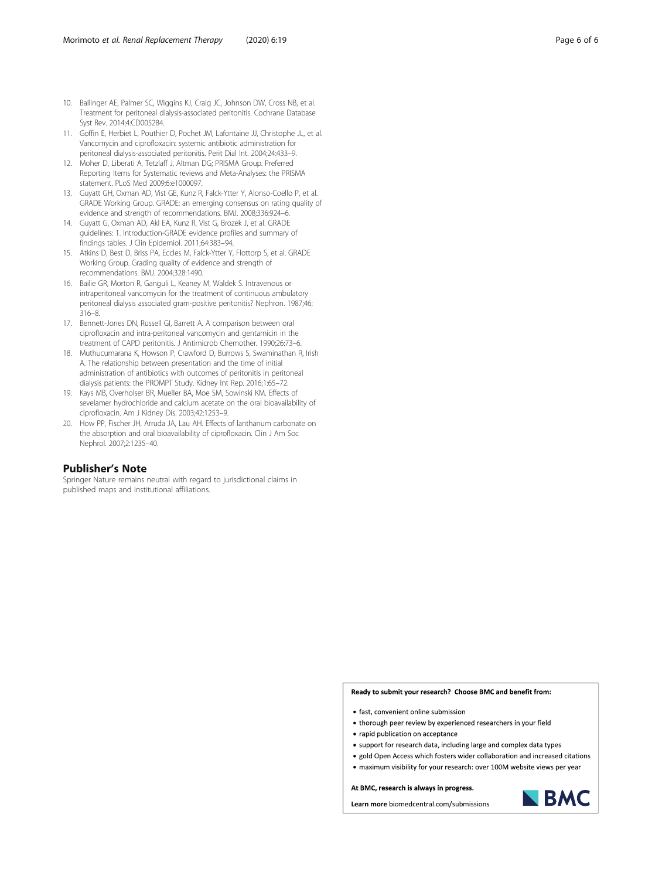10. Ballinger AE, Palmer SC, Wiggins KJ, Craig JC, Johnson DW, Cross NB, et al. Treatment for peritoneal dialysis-associated peritonitis. Cochrane Database Syst Rev. 2014;4:CD005284.
11. Goffin E, Herbiet L, Pouthier D, Pochet JM, Lafontaine JJ, Christophe JL, et al. Vancomycin and ciprofloxacin: systemic antibiotic administration for peritoneal dialysis-associated peritonitis. Perit Dial Int. 2004;24:433–9.
12. Moher D, Liberati A, Tetzlaff J, Altman DG; PRISMA Group. Preferred Reporting Items for Systematic reviews and Meta-Analyses: the PRISMA statement. PLoS Med 2009;6:e1000097.
13. Guyatt GH, Oxman AD, Vist GE, Kunz R, Falck-Ytter Y, Alonso-Coello P, et al. GRADE Working Group. GRADE: an emerging consensus on rating quality of evidence and strength of recommendations. BMJ. 2008;336:924–6.
14. Guyatt G, Oxman AD, Akl EA, Kunz R, Vist G, Brozek J, et al. GRADE guidelines: 1. Introduction-GRADE evidence profiles and summary of findings tables. J Clin Epidemiol. 2011;64:383–94.
15. Atkins D, Best D, Briss PA, Eccles M, Falck-Ytter Y, Flottorp S, et al. GRADE Working Group. Grading quality of evidence and strength of recommendations. BMJ. 2004;328:1490.
16. Bailie GR, Morton R, Ganguli L, Keaney M, Waldek S. Intravenous or intraperitoneal vancomycin for the treatment of continuous ambulatory peritoneal dialysis associated gram-positive peritonitis? Nephron. 1987;46:316–8.
17. Bennett-Jones DN, Russell GI, Barrett A. A comparison between oral ciprofloxacin and intra-peritoneal vancomycin and gentamicin in the treatment of CAPD peritonitis. J Antimicrob Chemother. 1990;26:73–6.
18. Muthucumarana K, Howson P, Crawford D, Burrows S, Swaminathan R, Irish A. The relationship between presentation and the time of initial administration of antibiotics with outcomes of peritonitis in peritoneal dialysis patients: the PROMPT Study. Kidney Int Rep. 2016;1:65–72.
19. Kays MB, Overholser BR, Mueller BA, Moe SM, Sowinski KM. Effects of sevelamer hydrochloride and calcium acetate on the oral bioavailability of ciprofloxacin. Am J Kidney Dis. 2003;42:1253–9.
20. How PP, Fischer JH, Arruda JA, Lau AH. Effects of lanthanum carbonate on the absorption and oral bioavailability of ciprofloxacin. Clin J Am Soc Nephrol. 2007;2:1235–40.

## Publisher's Note

Springer Nature remains neutral with regard to jurisdictional claims in published maps and institutional affiliations.

**Ready to submit your research? Choose BMC and benefit from:**

- fast, convenient online submission
- thorough peer review by experienced researchers in your field
- rapid publication on acceptance
- support for research data, including large and complex data types
- gold Open Access which fosters wider collaboration and increased citations
- maximum visibility for your research: over 100M website views per year

**At BMC, research is always in progress.**

**Learn more** biomedcentral.com/submissions